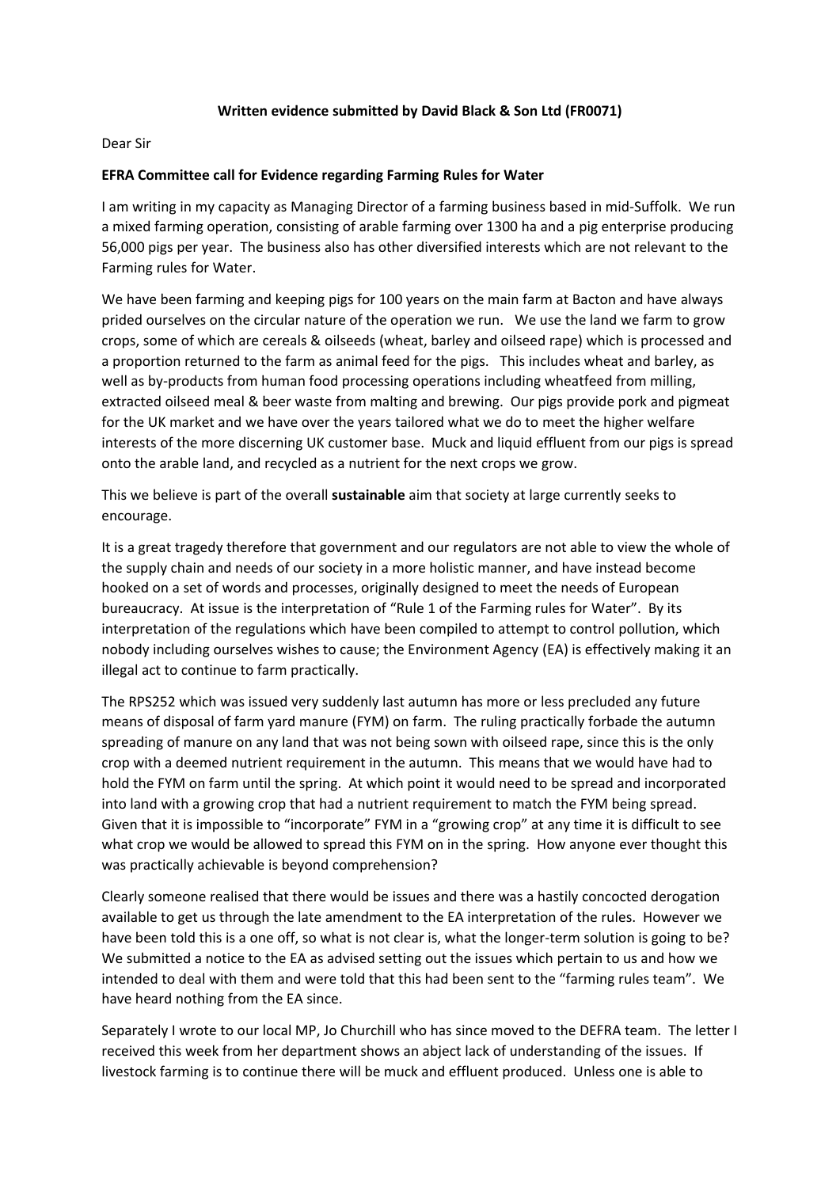**Written evidence submitted by David Black & Son Ltd (FR0071)**

Dear Sir

**EFRA Committee call for Evidence regarding Farming Rules for Water**

I am writing in my capacity as Managing Director of a farming business based in mid-Suffolk. We run a mixed farming operation, consisting of arable farming over 1300 ha and a pig enterprise producing 56,000 pigs per year. The business also has other diversified interests which are not relevant to the Farming rules for Water.

We have been farming and keeping pigs for 100 years on the main farm at Bacton and have always prided ourselves on the circular nature of the operation we run. We use the land we farm to grow crops, some of which are cereals & oilseeds (wheat, barley and oilseed rape) which is processed and a proportion returned to the farm as animal feed for the pigs. This includes wheat and barley, as well as by-products from human food processing operations including wheatfeed from milling, extracted oilseed meal & beer waste from malting and brewing. Our pigs provide pork and pigmeat for the UK market and we have over the years tailored what we do to meet the higher welfare interests of the more discerning UK customer base. Muck and liquid effluent from our pigs is spread onto the arable land, and recycled as a nutrient for the next crops we grow.

This we believe is part of the overall **sustainable** aim that society at large currently seeks to encourage.

It is a great tragedy therefore that government and our regulators are not able to view the whole of the supply chain and needs of our society in a more holistic manner, and have instead become hooked on a set of words and processes, originally designed to meet the needs of European bureaucracy. At issue is the interpretation of "Rule 1 of the Farming rules for Water". By its interpretation of the regulations which have been compiled to attempt to control pollution, which nobody including ourselves wishes to cause; the Environment Agency (EA) is effectively making it an illegal act to continue to farm practically.

The RPS252 which was issued very suddenly last autumn has more or less precluded any future means of disposal of farm yard manure (FYM) on farm. The ruling practically forbade the autumn spreading of manure on any land that was not being sown with oilseed rape, since this is the only crop with a deemed nutrient requirement in the autumn. This means that we would have had to hold the FYM on farm until the spring. At which point it would need to be spread and incorporated into land with a growing crop that had a nutrient requirement to match the FYM being spread. Given that it is impossible to "incorporate" FYM in a "growing crop" at any time it is difficult to see what crop we would be allowed to spread this FYM on in the spring. How anyone ever thought this was practically achievable is beyond comprehension?

Clearly someone realised that there would be issues and there was a hastily concocted derogation available to get us through the late amendment to the EA interpretation of the rules. However we have been told this is a one off, so what is not clear is, what the longer-term solution is going to be? We submitted a notice to the EA as advised setting out the issues which pertain to us and how we intended to deal with them and were told that this had been sent to the "farming rules team". We have heard nothing from the EA since.

Separately I wrote to our local MP, Jo Churchill who has since moved to the DEFRA team. The letter I received this week from her department shows an abject lack of understanding of the issues. If livestock farming is to continue there will be muck and effluent produced. Unless one is able to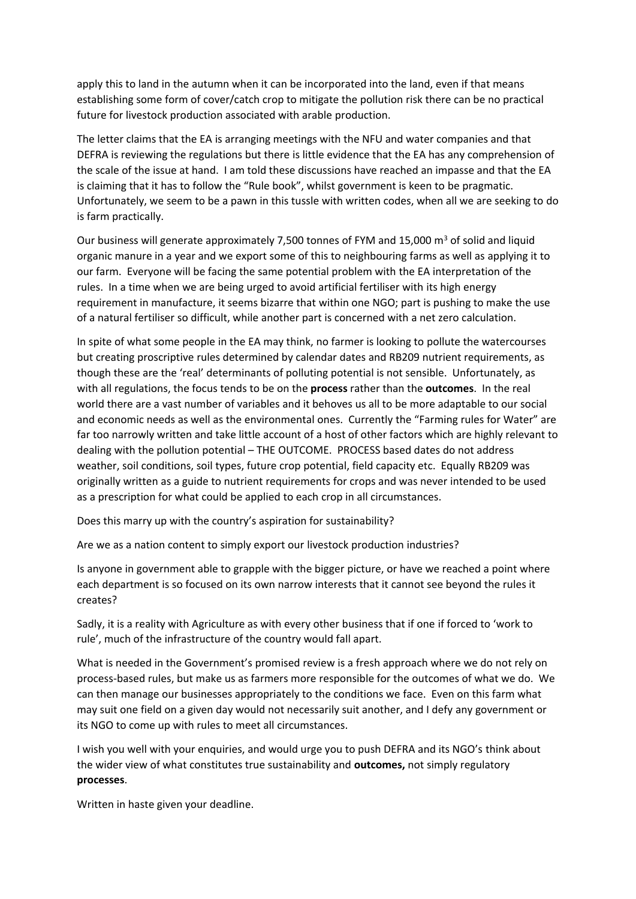apply this to land in the autumn when it can be incorporated into the land, even if that means establishing some form of cover/catch crop to mitigate the pollution risk there can be no practical future for livestock production associated with arable production.

The letter claims that the EA is arranging meetings with the NFU and water companies and that DEFRA is reviewing the regulations but there is little evidence that the EA has any comprehension of the scale of the issue at hand. I am told these discussions have reached an impasse and that the EA is claiming that it has to follow the "Rule book", whilst government is keen to be pragmatic. Unfortunately, we seem to be a pawn in this tussle with written codes, when all we are seeking to do is farm practically.

Our business will generate approximately 7,500 tonnes of FYM and 15,000 $m^3$ of solid and liquid organic manure in a year and we export some of this to neighbouring farms as well as applying it to our farm. Everyone will be facing the same potential problem with the EA interpretation of the rules. In a time when we are being urged to avoid artificial fertiliser with its high energy requirement in manufacture, it seems bizarre that within one NGO; part is pushing to make the use of a natural fertiliser so difficult, while another part is concerned with a net zero calculation.

In spite of what some people in the EA may think, no farmer is looking to pollute the watercourses but creating proscriptive rules determined by calendar dates and RB209 nutrient requirements, as though these are the 'real' determinants of polluting potential is not sensible. Unfortunately, as with all regulations, the focus tends to be on the **process** rather than the **outcomes**. In the real world there are a vast number of variables and it behoves us all to be more adaptable to our social and economic needs as well as the environmental ones. Currently the "Farming rules for Water" are far too narrowly written and take little account of a host of other factors which are highly relevant to dealing with the pollution potential – THE OUTCOME. PROCESS based dates do not address weather, soil conditions, soil types, future crop potential, field capacity etc. Equally RB209 was originally written as a guide to nutrient requirements for crops and was never intended to be used as a prescription for what could be applied to each crop in all circumstances.

Does this marry up with the country's aspiration for sustainability?

Are we as a nation content to simply export our livestock production industries?

Is anyone in government able to grapple with the bigger picture, or have we reached a point where each department is so focused on its own narrow interests that it cannot see beyond the rules it creates?

Sadly, it is a reality with Agriculture as with every other business that if one if forced to 'work to rule', much of the infrastructure of the country would fall apart.

What is needed in the Government's promised review is a fresh approach where we do not rely on process-based rules, but make us as farmers more responsible for the outcomes of what we do. We can then manage our businesses appropriately to the conditions we face. Even on this farm what may suit one field on a given day would not necessarily suit another, and I defy any government or its NGO to come up with rules to meet all circumstances.

I wish you well with your enquiries, and would urge you to push DEFRA and its NGO's think about the wider view of what constitutes true sustainability and **outcomes,** not simply regulatory **processes**.

Written in haste given your deadline.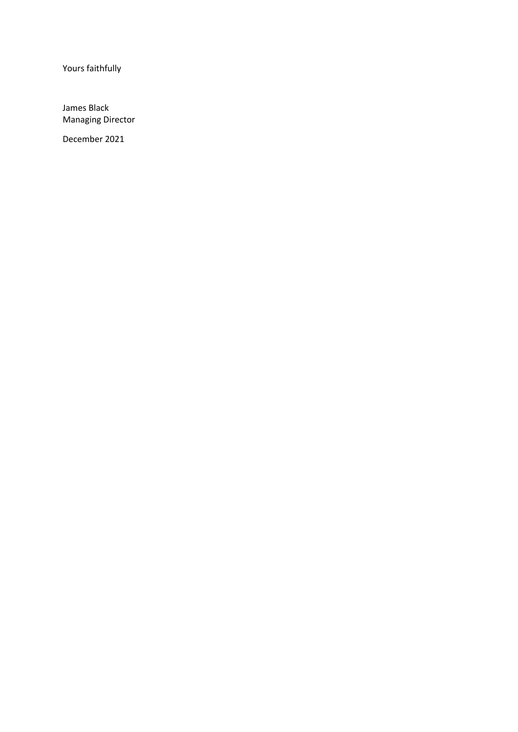Yours faithfully

James Black
Managing Director

December 2021